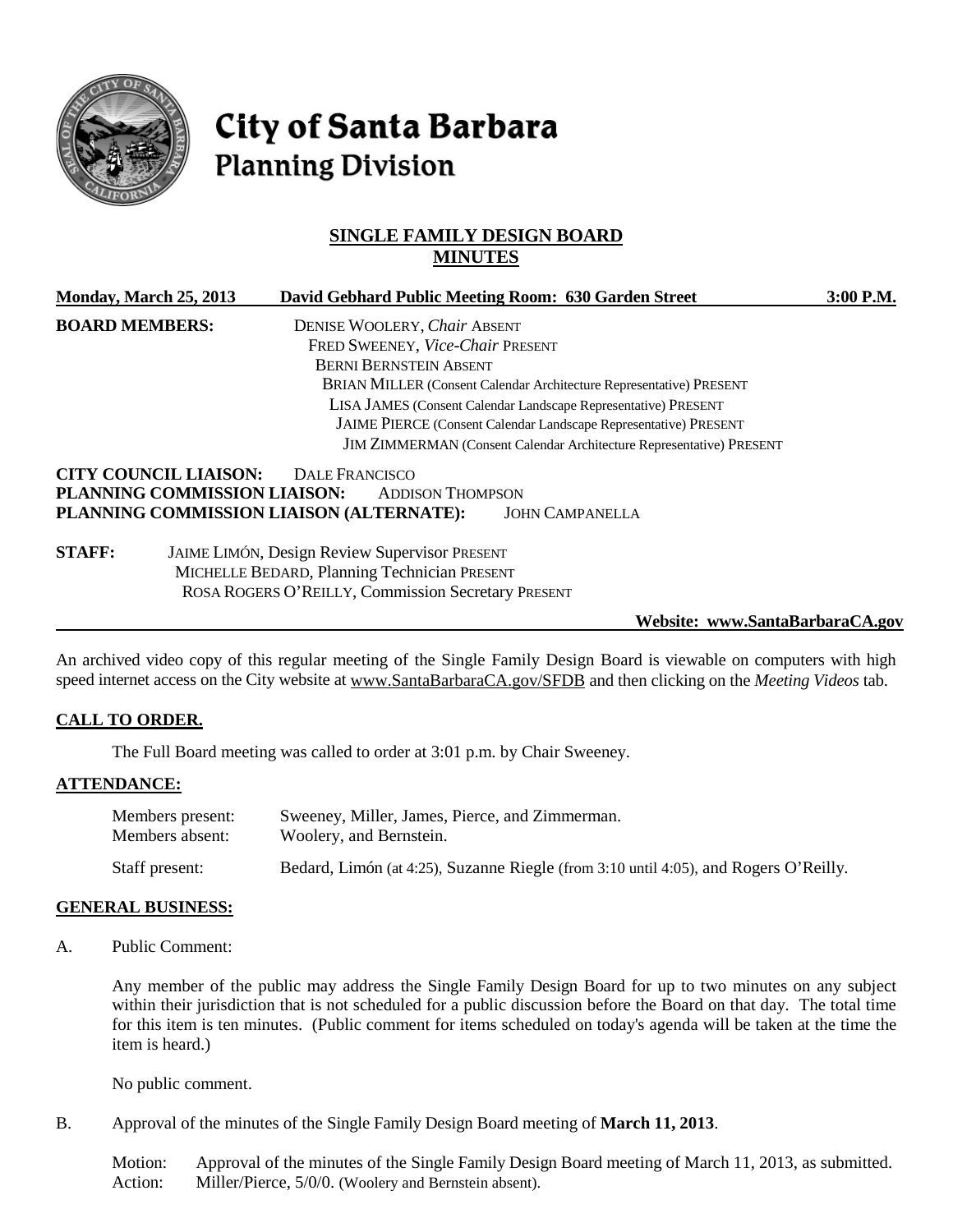# City of Santa Barbara
## Planning Division

### SINGLE FAMILY DESIGN BOARD MINUTES

**Monday, March 25, 2013** **David Gebhard Public Meeting Room: 630 Garden Street** **3:00 P.M.**

**BOARD MEMBERS:**
DENISE WOOLERY, *Chair* ABSENT
FRED SWEENEY, *Vice-Chair* PRESENT
BERNI BERNSTEIN ABSENT
BRIAN MILLER (Consent Calendar Architecture Representative) PRESENT
LISA JAMES (Consent Calendar Landscape Representative) PRESENT
JAIME PIERCE (Consent Calendar Landscape Representative) PRESENT
JIM ZIMMERMAN (Consent Calendar Architecture Representative) PRESENT

**CITY COUNCIL LIAISON:** DALE FRANCISCO
**PLANNING COMMISSION LIAISON:** ADDISON THOMPSON
**PLANNING COMMISSION LIAISON (ALTERNATE):** JOHN CAMPANELLA

**STAFF:**
JAIME LIMÓN, Design Review Supervisor PRESENT
MICHELLE BEDARD, Planning Technician PRESENT
ROSA ROGERS O'REILLY, Commission Secretary PRESENT

**Website: www.SantaBarbaraCA.gov**

An archived video copy of this regular meeting of the Single Family Design Board is viewable on computers with high speed internet access on the City website at www.SantaBarbaraCA.gov/SFDB and then clicking on the *Meeting Videos* tab.

## CALL TO ORDER.

The Full Board meeting was called to order at 3:01 p.m. by Chair Sweeney.

## ATTENDANCE:

Members present: Sweeney, Miller, James, Pierce, and Zimmerman.
Members absent: Woolery, and Bernstein.

Staff present: Bedard, Limón (at 4:25), Suzanne Riegle (from 3:10 until 4:05), and Rogers O'Reilly.

## GENERAL BUSINESS:

A. Public Comment:

Any member of the public may address the Single Family Design Board for up to two minutes on any subject within their jurisdiction that is not scheduled for a public discussion before the Board on that day. The total time for this item is ten minutes. (Public comment for items scheduled on today's agenda will be taken at the time the item is heard.)

No public comment.

B. Approval of the minutes of the Single Family Design Board meeting of **March 11, 2013**.

Motion: Approval of the minutes of the Single Family Design Board meeting of March 11, 2013, as submitted.
Action: Miller/Pierce, 5/0/0. (Woolery and Bernstein absent).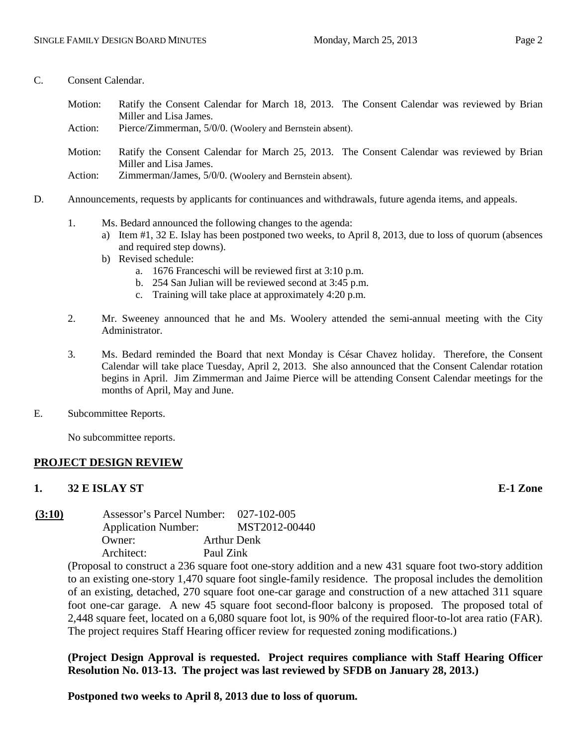C. Consent Calendar.

Motion: Ratify the Consent Calendar for March 18, 2013. The Consent Calendar was reviewed by Brian Miller and Lisa James.

Action: Pierce/Zimmerman, 5/0/0. (Woolery and Bernstein absent).

Motion: Ratify the Consent Calendar for March 25, 2013. The Consent Calendar was reviewed by Brian Miller and Lisa James.

Action: Zimmerman/James, 5/0/0. (Woolery and Bernstein absent).

D. Announcements, requests by applicants for continuances and withdrawals, future agenda items, and appeals.

1. Ms. Bedard announced the following changes to the agenda:
   a) Item #1, 32 E. Islay has been postponed two weeks, to April 8, 2013, due to loss of quorum (absences and required step downs).
   b) Revised schedule:
      a. 1676 Franceschi will be reviewed first at 3:10 p.m.
      b. 254 San Julian will be reviewed second at 3:45 p.m.
      c. Training will take place at approximately 4:20 p.m.

2. Mr. Sweeney announced that he and Ms. Woolery attended the semi-annual meeting with the City Administrator.

3. Ms. Bedard reminded the Board that next Monday is César Chavez holiday. Therefore, the Consent Calendar will take place Tuesday, April 2, 2013. She also announced that the Consent Calendar rotation begins in April. Jim Zimmerman and Jaime Pierce will be attending Consent Calendar meetings for the months of April, May and June.

E. Subcommittee Reports.

No subcommittee reports.

## PROJECT DESIGN REVIEW

### 1. 32 E ISLAY ST — E-1 Zone

**(3:10)**
Assessor's Parcel Number: 027-102-005
Application Number: MST2012-00440
Owner: Arthur Denk
Architect: Paul Zink

(Proposal to construct a 236 square foot one-story addition and a new 431 square foot two-story addition to an existing one-story 1,470 square foot single-family residence. The proposal includes the demolition of an existing, detached, 270 square foot one-car garage and construction of a new attached 311 square foot one-car garage. A new 45 square foot second-floor balcony is proposed. The proposed total of 2,448 square feet, located on a 6,080 square foot lot, is 90% of the required floor-to-lot area ratio (FAR). The project requires Staff Hearing officer review for requested zoning modifications.)

**(Project Design Approval is requested. Project requires compliance with Staff Hearing Officer Resolution No. 013-13. The project was last reviewed by SFDB on January 28, 2013.)**

**Postponed two weeks to April 8, 2013 due to loss of quorum.**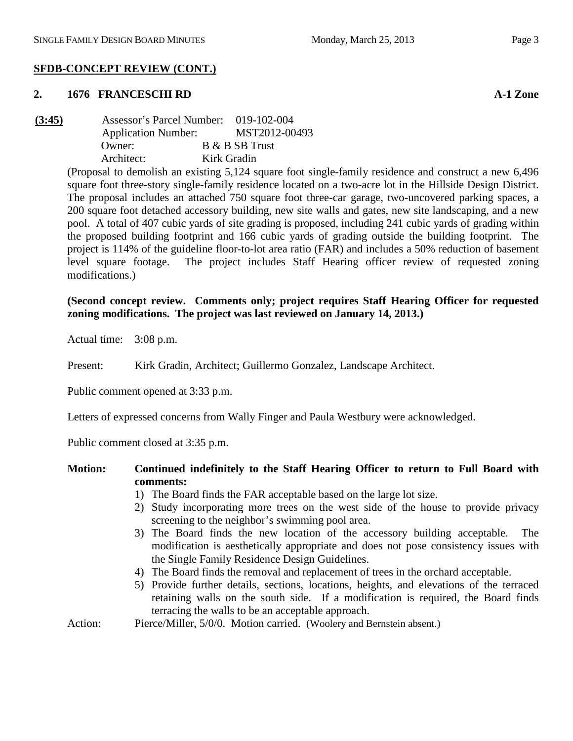## SFDB-CONCEPT REVIEW (CONT.)

### 2. 1676 FRANCESCHI RD — A-1 Zone

**(3:45)**

Assessor's Parcel Number: 019-102-004
Application Number: MST2012-00493
Owner: B & B SB Trust
Architect: Kirk Gradin

(Proposal to demolish an existing 5,124 square foot single-family residence and construct a new 6,496 square foot three-story single-family residence located on a two-acre lot in the Hillside Design District. The proposal includes an attached 750 square foot three-car garage, two-uncovered parking spaces, a 200 square foot detached accessory building, new site walls and gates, new site landscaping, and a new pool. A total of 407 cubic yards of site grading is proposed, including 241 cubic yards of grading within the proposed building footprint and 166 cubic yards of grading outside the building footprint. The project is 114% of the guideline floor-to-lot area ratio (FAR) and includes a 50% reduction of basement level square footage. The project includes Staff Hearing officer review of requested zoning modifications.)

**(Second concept review. Comments only; project requires Staff Hearing Officer for requested zoning modifications. The project was last reviewed on January 14, 2013.)**

Actual time: 3:08 p.m.

Present: Kirk Gradin, Architect; Guillermo Gonzalez, Landscape Architect.

Public comment opened at 3:33 p.m.

Letters of expressed concerns from Wally Finger and Paula Westbury were acknowledged.

Public comment closed at 3:35 p.m.

**Motion: Continued indefinitely to the Staff Hearing Officer to return to Full Board with comments:**

1) The Board finds the FAR acceptable based on the large lot size.
2) Study incorporating more trees on the west side of the house to provide privacy screening to the neighbor's swimming pool area.
3) The Board finds the new location of the accessory building acceptable. The modification is aesthetically appropriate and does not pose consistency issues with the Single Family Residence Design Guidelines.
4) The Board finds the removal and replacement of trees in the orchard acceptable.
5) Provide further details, sections, locations, heights, and elevations of the terraced retaining walls on the south side. If a modification is required, the Board finds terracing the walls to be an acceptable approach.

Action: Pierce/Miller, 5/0/0. Motion carried. (Woolery and Bernstein absent.)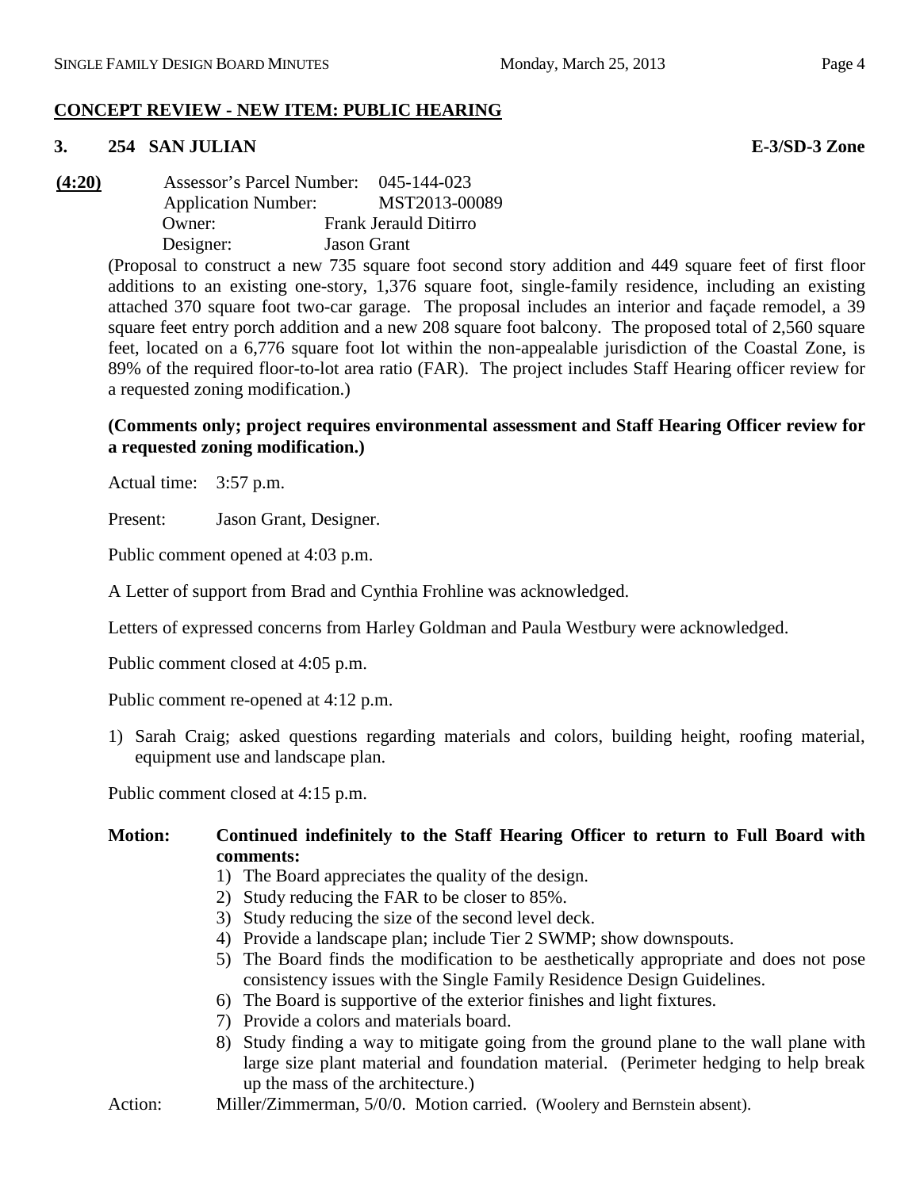## CONCEPT REVIEW - NEW ITEM: PUBLIC HEARING

### 3. 254 SAN JULIAN — E-3/SD-3 Zone

**(4:20)**

Assessor's Parcel Number: 045-144-023
Application Number: MST2013-00089
Owner: Frank Jerauld Ditirro
Designer: Jason Grant

(Proposal to construct a new 735 square foot second story addition and 449 square feet of first floor additions to an existing one-story, 1,376 square foot, single-family residence, including an existing attached 370 square foot two-car garage. The proposal includes an interior and façade remodel, a 39 square feet entry porch addition and a new 208 square foot balcony. The proposed total of 2,560 square feet, located on a 6,776 square foot lot within the non-appealable jurisdiction of the Coastal Zone, is 89% of the required floor-to-lot area ratio (FAR). The project includes Staff Hearing officer review for a requested zoning modification.)

**(Comments only; project requires environmental assessment and Staff Hearing Officer review for a requested zoning modification.)**

Actual time: 3:57 p.m.

Present: Jason Grant, Designer.

Public comment opened at 4:03 p.m.

A Letter of support from Brad and Cynthia Frohline was acknowledged.

Letters of expressed concerns from Harley Goldman and Paula Westbury were acknowledged.

Public comment closed at 4:05 p.m.

Public comment re-opened at 4:12 p.m.

1) Sarah Craig; asked questions regarding materials and colors, building height, roofing material, equipment use and landscape plan.

Public comment closed at 4:15 p.m.

**Motion: Continued indefinitely to the Staff Hearing Officer to return to Full Board with comments:**

1) The Board appreciates the quality of the design.
2) Study reducing the FAR to be closer to 85%.
3) Study reducing the size of the second level deck.
4) Provide a landscape plan; include Tier 2 SWMP; show downspouts.
5) The Board finds the modification to be aesthetically appropriate and does not pose consistency issues with the Single Family Residence Design Guidelines.
6) The Board is supportive of the exterior finishes and light fixtures.
7) Provide a colors and materials board.
8) Study finding a way to mitigate going from the ground plane to the wall plane with large size plant material and foundation material. (Perimeter hedging to help break up the mass of the architecture.)

Action: Miller/Zimmerman, 5/0/0. Motion carried. (Woolery and Bernstein absent).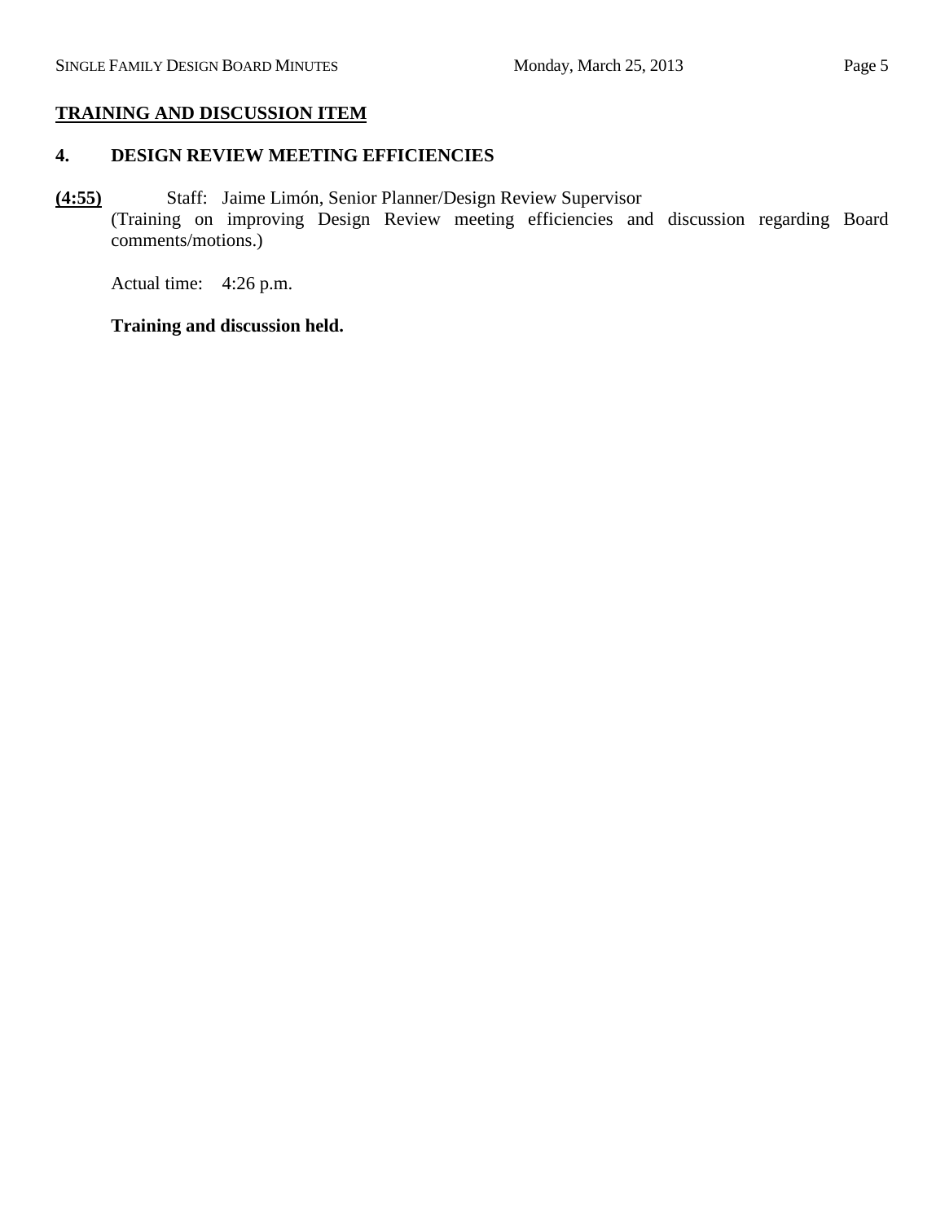## TRAINING AND DISCUSSION ITEM

### 4. DESIGN REVIEW MEETING EFFICIENCIES

**(4:55)** Staff: Jaime Limón, Senior Planner/Design Review Supervisor
(Training on improving Design Review meeting efficiencies and discussion regarding Board comments/motions.)

Actual time: 4:26 p.m.

**Training and discussion held.**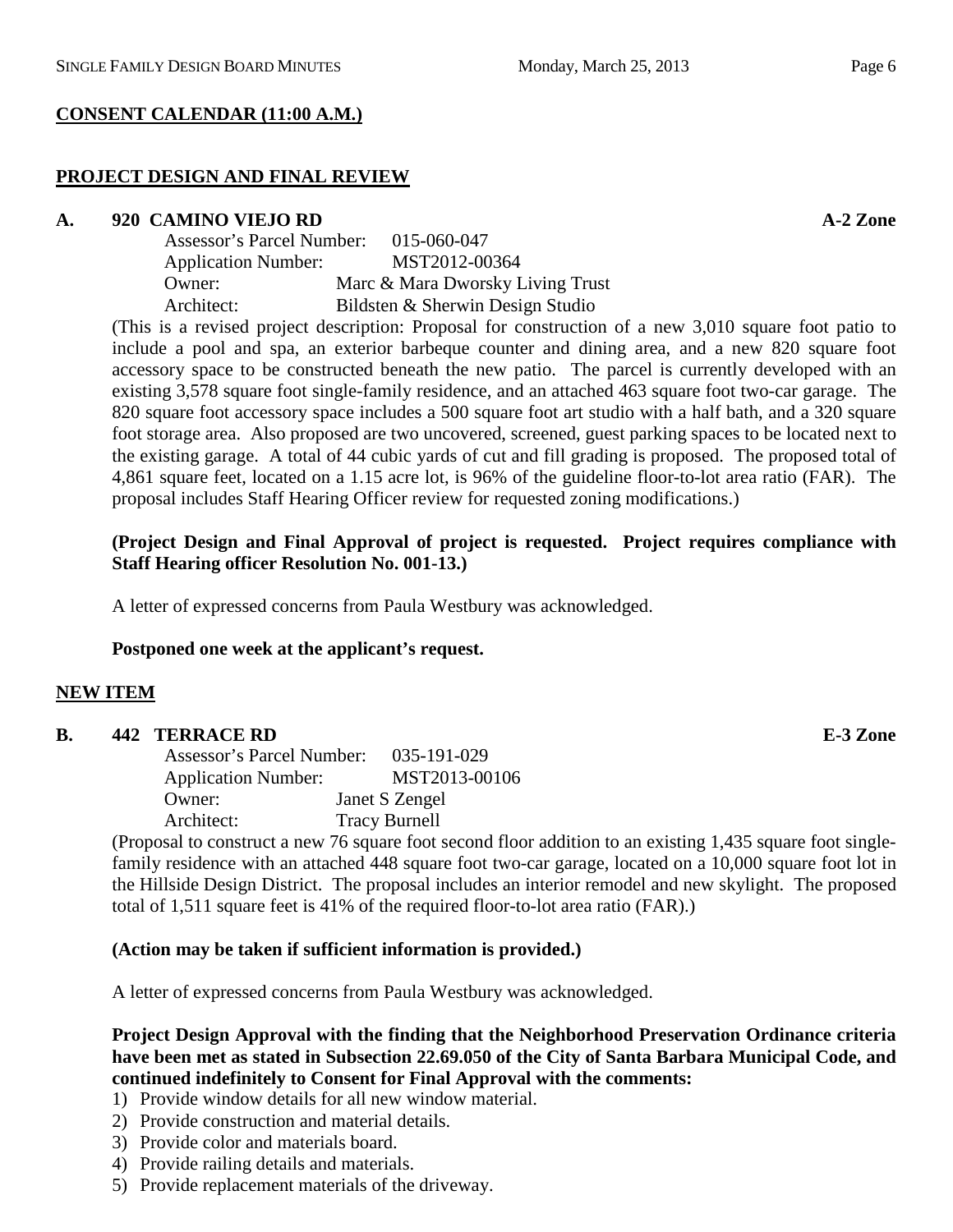## CONSENT CALENDAR (11:00 A.M.)

## PROJECT DESIGN AND FINAL REVIEW

### A. 920 CAMINO VIEJO RD — A-2 Zone

Assessor's Parcel Number: 015-060-047
Application Number: MST2012-00364
Owner: Marc & Mara Dworsky Living Trust
Architect: Bildsten & Sherwin Design Studio

(This is a revised project description: Proposal for construction of a new 3,010 square foot patio to include a pool and spa, an exterior barbeque counter and dining area, and a new 820 square foot accessory space to be constructed beneath the new patio. The parcel is currently developed with an existing 3,578 square foot single-family residence, and an attached 463 square foot two-car garage. The 820 square foot accessory space includes a 500 square foot art studio with a half bath, and a 320 square foot storage area. Also proposed are two uncovered, screened, guest parking spaces to be located next to the existing garage. A total of 44 cubic yards of cut and fill grading is proposed. The proposed total of 4,861 square feet, located on a 1.15 acre lot, is 96% of the guideline floor-to-lot area ratio (FAR). The proposal includes Staff Hearing Officer review for requested zoning modifications.)

**(Project Design and Final Approval of project is requested. Project requires compliance with Staff Hearing officer Resolution No. 001-13.)**

A letter of expressed concerns from Paula Westbury was acknowledged.

**Postponed one week at the applicant's request.**

## NEW ITEM

### B. 442 TERRACE RD — E-3 Zone

Assessor's Parcel Number: 035-191-029
Application Number: MST2013-00106
Owner: Janet S Zengel
Architect: Tracy Burnell

(Proposal to construct a new 76 square foot second floor addition to an existing 1,435 square foot single-family residence with an attached 448 square foot two-car garage, located on a 10,000 square foot lot in the Hillside Design District. The proposal includes an interior remodel and new skylight. The proposed total of 1,511 square feet is 41% of the required floor-to-lot area ratio (FAR).)

**(Action may be taken if sufficient information is provided.)**

A letter of expressed concerns from Paula Westbury was acknowledged.

**Project Design Approval with the finding that the Neighborhood Preservation Ordinance criteria have been met as stated in Subsection 22.69.050 of the City of Santa Barbara Municipal Code, and continued indefinitely to Consent for Final Approval with the comments:**

1) Provide window details for all new window material.
2) Provide construction and material details.
3) Provide color and materials board.
4) Provide railing details and materials.
5) Provide replacement materials of the driveway.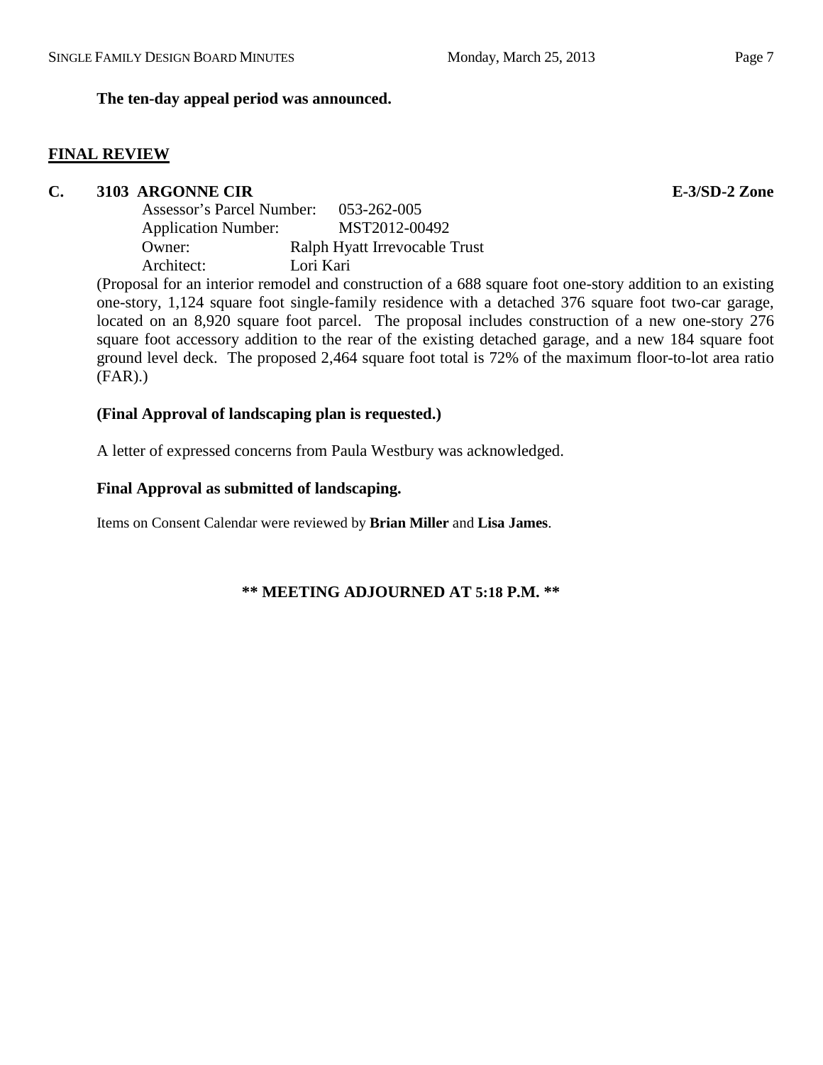**The ten-day appeal period was announced.**

## FINAL REVIEW

### C. 3103 ARGONNE CIR — E-3/SD-2 Zone

Assessor's Parcel Number: 053-262-005
Application Number: MST2012-00492
Owner: Ralph Hyatt Irrevocable Trust
Architect: Lori Kari

(Proposal for an interior remodel and construction of a 688 square foot one-story addition to an existing one-story, 1,124 square foot single-family residence with a detached 376 square foot two-car garage, located on an 8,920 square foot parcel. The proposal includes construction of a new one-story 276 square foot accessory addition to the rear of the existing detached garage, and a new 184 square foot ground level deck. The proposed 2,464 square foot total is 72% of the maximum floor-to-lot area ratio (FAR).)

**(Final Approval of landscaping plan is requested.)**

A letter of expressed concerns from Paula Westbury was acknowledged.

**Final Approval as submitted of landscaping.**

Items on Consent Calendar were reviewed by **Brian Miller** and **Lisa James**.

**\*\* MEETING ADJOURNED AT 5:18 P.M. \*\***